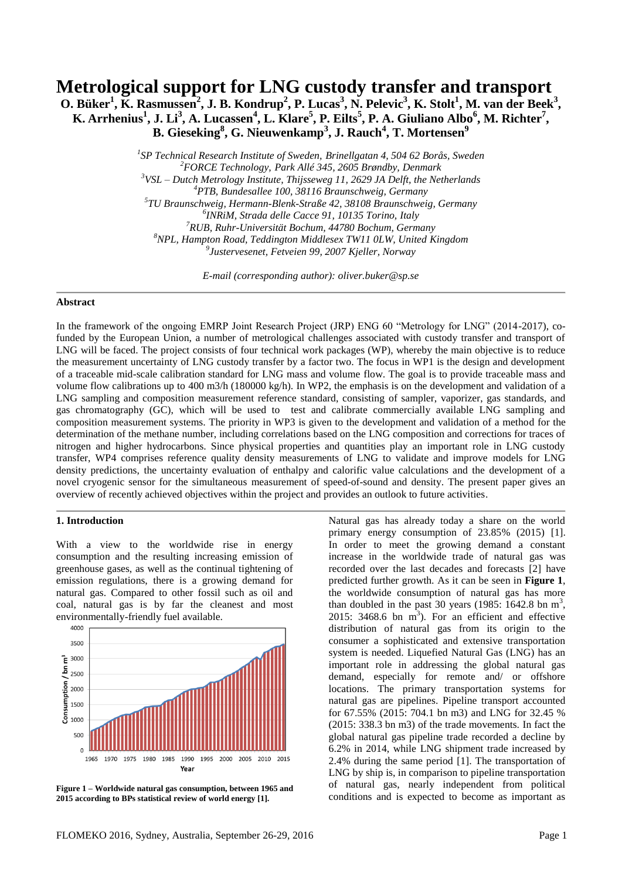# Metrological support for LNG custody transfer and transport

**O. Büker[1], K. Rasmussen[2], J. B. Kondrup[2], P. Lucas[3], N. Pelevic[3], K. Stolt[1], M. van der Beek[3], K. Arrhenius[1], J. Li[3], A. Lucassen[4], L. Klare[5], P. Eilts[5], P. A. Giuliano Albo[6], M. Richter[7], B. Gieseking[8], G. Nieuwenkamp[3], J. Rauch[4], T. Mortensen[9]**

[1]*SP Technical Research Institute of Sweden, Brinellgatan 4, 504 62 Borås, Sweden*
[2]*FORCE Technology, Park Allé 345, 2605 Brøndby, Denmark*
[3]*VSL – Dutch Metrology Institute, Thijsseweg 11, 2629 JA Delft, the Netherlands*
[4]*PTB, Bundesallee 100, 38116 Braunschweig, Germany*
[5]*TU Braunschweig, Hermann-Blenk-Straße 42, 38108 Braunschweig, Germany*
[6]*INRiM, Strada delle Cacce 91, 10135 Torino, Italy*
[7]*RUB, Ruhr-Universität Bochum, 44780 Bochum, Germany*
[8]*NPL, Hampton Road, Teddington Middlesex TW11 0LW, United Kingdom*
[9]*Justervesenet, Fetveien 99, 2007 Kjeller, Norway*

*E-mail (corresponding author): oliver.buker@sp.se*

## Abstract

In the framework of the ongoing EMRP Joint Research Project (JRP) ENG 60 "Metrology for LNG" (2014-2017), co-funded by the European Union, a number of metrological challenges associated with custody transfer and transport of LNG will be faced. The project consists of four technical work packages (WP), whereby the main objective is to reduce the measurement uncertainty of LNG custody transfer by a factor two. The focus in WP1 is the design and development of a traceable mid-scale calibration standard for LNG mass and volume flow. The goal is to provide traceable mass and volume flow calibrations up to 400 m3/h (180000 kg/h). In WP2, the emphasis is on the development and validation of a LNG sampling and composition measurement reference standard, consisting of sampler, vaporizer, gas standards, and gas chromatography (GC), which will be used to test and calibrate commercially available LNG sampling and composition measurement systems. The priority in WP3 is given to the development and validation of a method for the determination of the methane number, including correlations based on the LNG composition and corrections for traces of nitrogen and higher hydrocarbons. Since physical properties and quantities play an important role in LNG custody transfer, WP4 comprises reference quality density measurements of LNG to validate and improve models for LNG density predictions, the uncertainty evaluation of enthalpy and calorific value calculations and the development of a novel cryogenic sensor for the simultaneous measurement of speed-of-sound and density. The present paper gives an overview of recently achieved objectives within the project and provides an outlook to future activities.

## 1. Introduction

With a view to the worldwide rise in energy consumption and the resulting increasing emission of greenhouse gases, as well as the continual tightening of emission regulations, there is a growing demand for natural gas. Compared to other fossil such as oil and coal, natural gas is by far the cleanest and most environmentally-friendly fuel available.

**Figure 1 – Worldwide natural gas consumption, between 1965 and 2015 according to BPs statistical review of world energy [1].**

Natural gas has already today a share on the world primary energy consumption of 23.85% (2015) [1]. In order to meet the growing demand a constant increase in the worldwide trade of natural gas was recorded over the last decades and forecasts [2] have predicted further growth. As it can be seen in **Figure 1**, the worldwide consumption of natural gas has more than doubled in the past 30 years (1985: 1642.8 bn $m^3$, 2015: 3468.6 bn $m^3$). For an efficient and effective distribution of natural gas from its origin to the consumer a sophisticated and extensive transportation system is needed. Liquefied Natural Gas (LNG) has an important role in addressing the global natural gas demand, especially for remote and/ or offshore locations. The primary transportation systems for natural gas are pipelines. Pipeline transport accounted for 67.55% (2015: 704.1 bn m3) and LNG for 32.45 % (2015: 338.3 bn m3) of the trade movements. In fact the global natural gas pipeline trade recorded a decline by 6.2% in 2014, while LNG shipment trade increased by 2.4% during the same period [1]. The transportation of LNG by ship is, in comparison to pipeline transportation of natural gas, nearly independent from political conditions and is expected to become as important as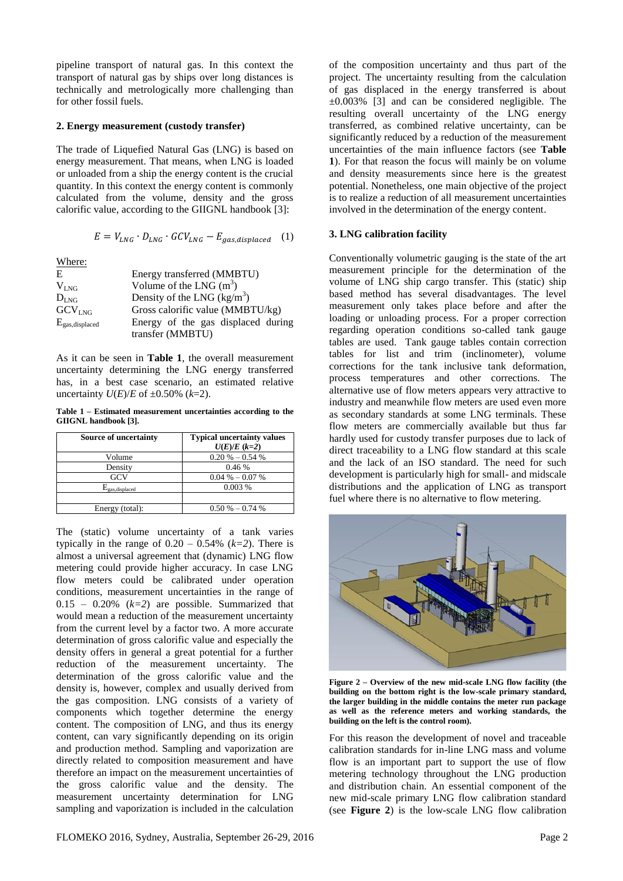pipeline transport of natural gas. In this context the transport of natural gas by ships over long distances is technically and metrologically more challenging than for other fossil fuels.

## 2. Energy measurement (custody transfer)

The trade of Liquefied Natural Gas (LNG) is based on energy measurement. That means, when LNG is loaded or unloaded from a ship the energy content is the crucial quantity. In this context the energy content is commonly calculated from the volume, density and the gross calorific value, according to the GIIGNL handbook [3]:

$$E = V_{LNG} \cdot D_{LNG} \cdot GCV_{LNG} - E_{gas,displaced} \quad (1)$$

Where:

| | |
|---|---|
| $E$ | Energy transferred (MMBTU) |
| $V_{LNG}$ | Volume of the LNG ($m^3$) |
| $D_{LNG}$ | Density of the LNG ($kg/m^3$) |
| $GCV_{LNG}$ | Gross calorific value (MMBTU/kg) |
| $E_{gas,displaced}$ | Energy of the gas displaced during transfer (MMBTU) |

As it can be seen in **Table 1**, the overall measurement uncertainty determining the LNG energy transferred has, in a best case scenario, an estimated relative uncertainty $U(E)/E$ of ±0.50% ($k$=2).

**Table 1 – Estimated measurement uncertainties according to the GIIGNL handbook [3].**

| Source of uncertainty | Typical uncertainty values $U(E)/E$ ($k$=2) |
|---|---|
| Volume | 0.20 % – 0.54 % |
| Density | 0.46 % |
| GCV | 0.04 % – 0.07 % |
| $E_{gas,displaced}$ | 0.003 % |
| | |
| Energy (total): | 0.50 % – 0.74 % |

The (static) volume uncertainty of a tank varies typically in the range of 0.20 – 0.54% ($k$=2). There is almost a universal agreement that (dynamic) LNG flow metering could provide higher accuracy. In case LNG flow meters could be calibrated under operation conditions, measurement uncertainties in the range of 0.15 – 0.20% ($k$=2) are possible. Summarized that would mean a reduction of the measurement uncertainty from the current level by a factor two. A more accurate determination of gross calorific value and especially the density offers in general a great potential for a further reduction of the measurement uncertainty. The determination of the gross calorific value and the density is, however, complex and usually derived from the gas composition. LNG consists of a variety of components which together determine the energy content. The composition of LNG, and thus its energy content, can vary significantly depending on its origin and production method. Sampling and vaporization are directly related to composition measurement and have therefore an impact on the measurement uncertainties of the gross calorific value and the density. The measurement uncertainty determination for LNG sampling and vaporization is included in the calculation of the composition uncertainty and thus part of the project. The uncertainty resulting from the calculation of gas displaced in the energy transferred is about ±0.003% [3] and can be considered negligible. The resulting overall uncertainty of the LNG energy transferred, as combined relative uncertainty, can be significantly reduced by a reduction of the measurement uncertainties of the main influence factors (see **Table 1**). For that reason the focus will mainly be on volume and density measurements since here is the greatest potential. Nonetheless, one main objective of the project is to realize a reduction of all measurement uncertainties involved in the determination of the energy content.

## 3. LNG calibration facility

Conventionally volumetric gauging is the state of the art measurement principle for the determination of the volume of LNG ship cargo transfer. This (static) ship based method has several disadvantages. The level measurement only takes place before and after the loading or unloading process. For a proper correction regarding operation conditions so-called tank gauge tables are used. Tank gauge tables contain correction tables for list and trim (inclinometer), volume corrections for the tank inclusive tank deformation, process temperatures and other corrections. The alternative use of flow meters appears very attractive to industry and meanwhile flow meters are used even more as secondary standards at some LNG terminals. These flow meters are commercially available but thus far hardly used for custody transfer purposes due to lack of direct traceability to a LNG flow standard at this scale and the lack of an ISO standard. The need for such development is particularly high for small- and midscale distributions and the application of LNG as transport fuel where there is no alternative to flow metering.

**Figure 2 – Overview of the new mid-scale LNG flow facility (the building on the bottom right is the low-scale primary standard, the larger building in the middle contains the meter run package as well as the reference meters and working standards, the building on the left is the control room).**

For this reason the development of novel and traceable calibration standards for in-line LNG mass and volume flow is an important part to support the use of flow metering technology throughout the LNG production and distribution chain. An essential component of the new mid-scale primary LNG flow calibration standard (see **Figure 2**) is the low-scale LNG flow calibration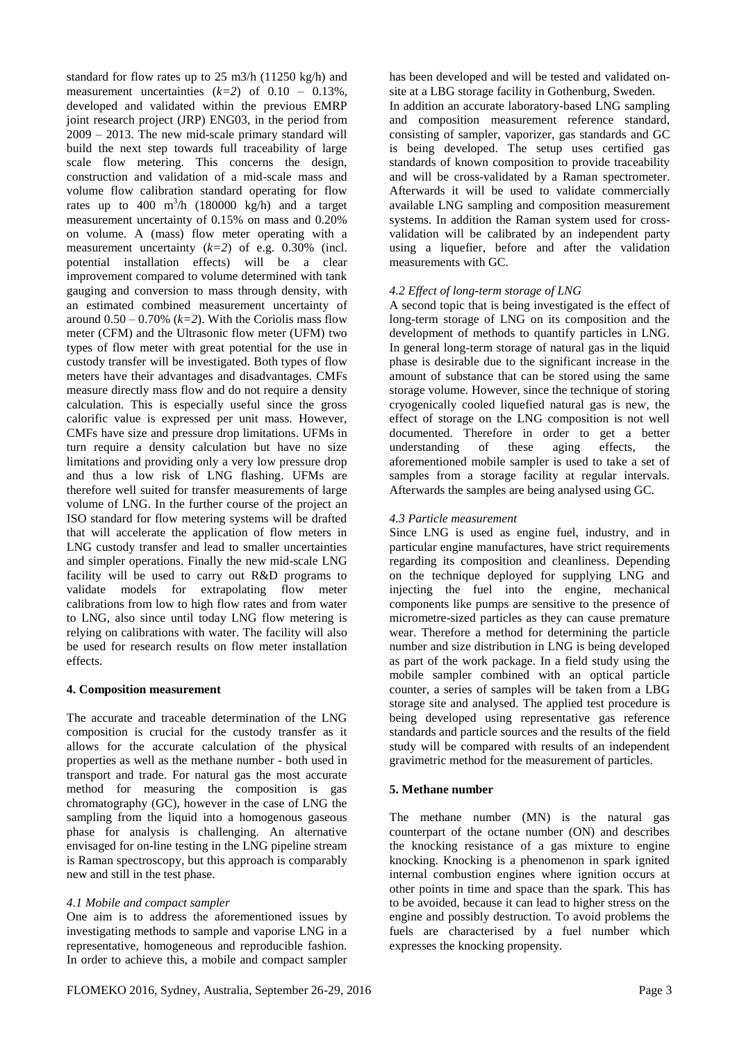standard for flow rates up to 25 m3/h (11250 kg/h) and measurement uncertainties (*k=2*) of 0.10 – 0.13%, developed and validated within the previous EMRP joint research project (JRP) ENG03, in the period from 2009 – 2013. The new mid-scale primary standard will build the next step towards full traceability of large scale flow metering. This concerns the design, construction and validation of a mid-scale mass and volume flow calibration standard operating for flow rates up to 400 $m^3/h$ (180000 kg/h) and a target measurement uncertainty of 0.15% on mass and 0.20% on volume. A (mass) flow meter operating with a measurement uncertainty (*k=2*) of e.g. 0.30% (incl. potential installation effects) will be a clear improvement compared to volume determined with tank gauging and conversion to mass through density, with an estimated combined measurement uncertainty of around 0.50 – 0.70% (*k=2*). With the Coriolis mass flow meter (CFM) and the Ultrasonic flow meter (UFM) two types of flow meter with great potential for the use in custody transfer will be investigated. Both types of flow meters have their advantages and disadvantages. CMFs measure directly mass flow and do not require a density calculation. This is especially useful since the gross calorific value is expressed per unit mass. However, CMFs have size and pressure drop limitations. UFMs in turn require a density calculation but have no size limitations and providing only a very low pressure drop and thus a low risk of LNG flashing. UFMs are therefore well suited for transfer measurements of large volume of LNG. In the further course of the project an ISO standard for flow metering systems will be drafted that will accelerate the application of flow meters in LNG custody transfer and lead to smaller uncertainties and simpler operations. Finally the new mid-scale LNG facility will be used to carry out R&D programs to validate models for extrapolating flow meter calibrations from low to high flow rates and from water to LNG, also since until today LNG flow metering is relying on calibrations with water. The facility will also be used for research results on flow meter installation effects.

## 4. Composition measurement

The accurate and traceable determination of the LNG composition is crucial for the custody transfer as it allows for the accurate calculation of the physical properties as well as the methane number - both used in transport and trade. For natural gas the most accurate method for measuring the composition is gas chromatography (GC), however in the case of LNG the sampling from the liquid into a homogenous gaseous phase for analysis is challenging. An alternative envisaged for on-line testing in the LNG pipeline stream is Raman spectroscopy, but this approach is comparably new and still in the test phase.

### *4.1 Mobile and compact sampler*

One aim is to address the aforementioned issues by investigating methods to sample and vaporise LNG in a representative, homogeneous and reproducible fashion. In order to achieve this, a mobile and compact sampler has been developed and will be tested and validated on-site at a LBG storage facility in Gothenburg, Sweden.

In addition an accurate laboratory-based LNG sampling and composition measurement reference standard, consisting of sampler, vaporizer, gas standards and GC is being developed. The setup uses certified gas standards of known composition to provide traceability and will be cross-validated by a Raman spectrometer. Afterwards it will be used to validate commercially available LNG sampling and composition measurement systems. In addition the Raman system used for cross-validation will be calibrated by an independent party using a liquefier, before and after the validation measurements with GC.

### *4.2 Effect of long-term storage of LNG*

A second topic that is being investigated is the effect of long-term storage of LNG on its composition and the development of methods to quantify particles in LNG. In general long-term storage of natural gas in the liquid phase is desirable due to the significant increase in the amount of substance that can be stored using the same storage volume. However, since the technique of storing cryogenically cooled liquefied natural gas is new, the effect of storage on the LNG composition is not well documented. Therefore in order to get a better understanding of these aging effects, the aforementioned mobile sampler is used to take a set of samples from a storage facility at regular intervals. Afterwards the samples are being analysed using GC.

### *4.3 Particle measurement*

Since LNG is used as engine fuel, industry, and in particular engine manufactures, have strict requirements regarding its composition and cleanliness. Depending on the technique deployed for supplying LNG and injecting the fuel into the engine, mechanical components like pumps are sensitive to the presence of micrometre-sized particles as they can cause premature wear. Therefore a method for determining the particle number and size distribution in LNG is being developed as part of the work package. In a field study using the mobile sampler combined with an optical particle counter, a series of samples will be taken from a LBG storage site and analysed. The applied test procedure is being developed using representative gas reference standards and particle sources and the results of the field study will be compared with results of an independent gravimetric method for the measurement of particles.

## 5. Methane number

The methane number (MN) is the natural gas counterpart of the octane number (ON) and describes the knocking resistance of a gas mixture to engine knocking. Knocking is a phenomenon in spark ignited internal combustion engines where ignition occurs at other points in time and space than the spark. This has to be avoided, because it can lead to higher stress on the engine and possibly destruction. To avoid problems the fuels are characterised by a fuel number which expresses the knocking propensity.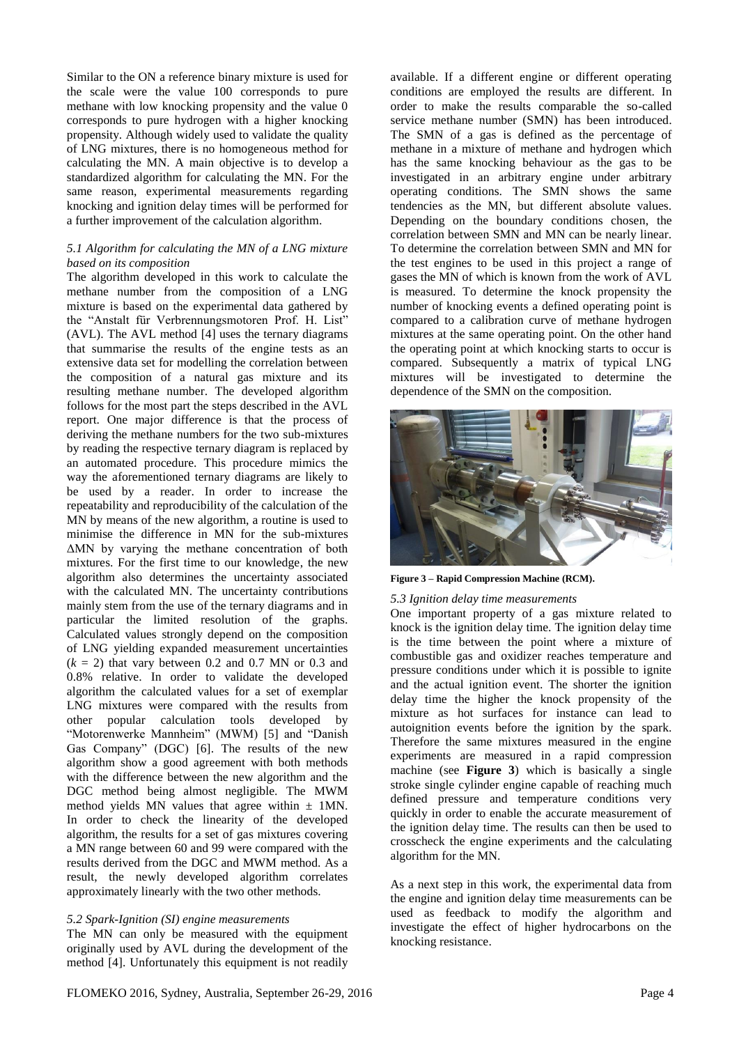Similar to the ON a reference binary mixture is used for the scale were the value 100 corresponds to pure methane with low knocking propensity and the value 0 corresponds to pure hydrogen with a higher knocking propensity. Although widely used to validate the quality of LNG mixtures, there is no homogeneous method for calculating the MN. A main objective is to develop a standardized algorithm for calculating the MN. For the same reason, experimental measurements regarding knocking and ignition delay times will be performed for a further improvement of the calculation algorithm.

### *5.1 Algorithm for calculating the MN of a LNG mixture based on its composition*

The algorithm developed in this work to calculate the methane number from the composition of a LNG mixture is based on the experimental data gathered by the "Anstalt für Verbrennungsmotoren Prof. H. List" (AVL). The AVL method [4] uses the ternary diagrams that summarise the results of the engine tests as an extensive data set for modelling the correlation between the composition of a natural gas mixture and its resulting methane number. The developed algorithm follows for the most part the steps described in the AVL report. One major difference is that the process of deriving the methane numbers for the two sub-mixtures by reading the respective ternary diagram is replaced by an automated procedure. This procedure mimics the way the aforementioned ternary diagrams are likely to be used by a reader. In order to increase the repeatability and reproducibility of the calculation of the MN by means of the new algorithm, a routine is used to minimise the difference in MN for the sub-mixtures ΔMN by varying the methane concentration of both mixtures. For the first time to our knowledge, the new algorithm also determines the uncertainty associated with the calculated MN. The uncertainty contributions mainly stem from the use of the ternary diagrams and in particular the limited resolution of the graphs. Calculated values strongly depend on the composition of LNG yielding expanded measurement uncertainties ($k = 2$) that vary between 0.2 and 0.7 MN or 0.3 and 0.8% relative. In order to validate the developed algorithm the calculated values for a set of exemplar LNG mixtures were compared with the results from other popular calculation tools developed by "Motorenwerke Mannheim" (MWM) [5] and "Danish Gas Company" (DGC) [6]. The results of the new algorithm show a good agreement with both methods with the difference between the new algorithm and the DGC method being almost negligible. The MWM method yields MN values that agree within ± 1MN. In order to check the linearity of the developed algorithm, the results for a set of gas mixtures covering a MN range between 60 and 99 were compared with the results derived from the DGC and MWM method. As a result, the newly developed algorithm correlates approximately linearly with the two other methods.

### *5.2 Spark-Ignition (SI) engine measurements*

The MN can only be measured with the equipment originally used by AVL during the development of the method [4]. Unfortunately this equipment is not readily available. If a different engine or different operating conditions are employed the results are different. In order to make the results comparable the so-called service methane number (SMN) has been introduced. The SMN of a gas is defined as the percentage of methane in a mixture of methane and hydrogen which has the same knocking behaviour as the gas to be investigated in an arbitrary engine under arbitrary operating conditions. The SMN shows the same tendencies as the MN, but different absolute values. Depending on the boundary conditions chosen, the correlation between SMN and MN can be nearly linear. To determine the correlation between SMN and MN for the test engines to be used in this project a range of gases the MN of which is known from the work of AVL is measured. To determine the knock propensity the number of knocking events a defined operating point is compared to a calibration curve of methane hydrogen mixtures at the same operating point. On the other hand the operating point at which knocking starts to occur is compared. Subsequently a matrix of typical LNG mixtures will be investigated to determine the dependence of the SMN on the composition.

**Figure 3 – Rapid Compression Machine (RCM).**

### *5.3 Ignition delay time measurements*

One important property of a gas mixture related to knock is the ignition delay time. The ignition delay time is the time between the point where a mixture of combustible gas and oxidizer reaches temperature and pressure conditions under which it is possible to ignite and the actual ignition event. The shorter the ignition delay time the higher the knock propensity of the mixture as hot surfaces for instance can lead to autoignition events before the ignition by the spark. Therefore the same mixtures measured in the engine experiments are measured in a rapid compression machine (see **Figure 3**) which is basically a single stroke single cylinder engine capable of reaching much defined pressure and temperature conditions very quickly in order to enable the accurate measurement of the ignition delay time. The results can then be used to crosscheck the engine experiments and the calculating algorithm for the MN.

As a next step in this work, the experimental data from the engine and ignition delay time measurements can be used as feedback to modify the algorithm and investigate the effect of higher hydrocarbons on the knocking resistance.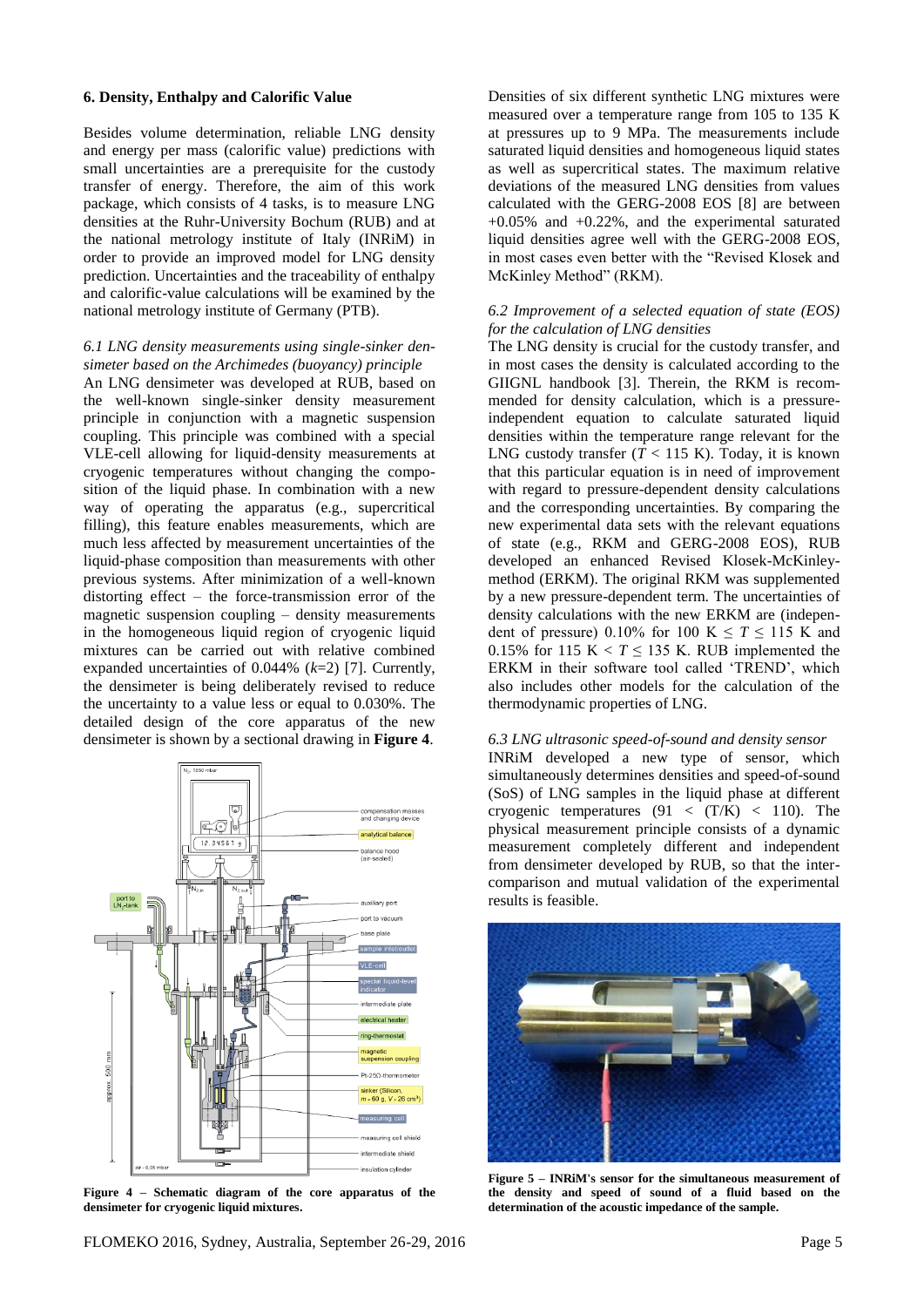### 6. Density, Enthalpy and Calorific Value

Besides volume determination, reliable LNG density and energy per mass (calorific value) predictions with small uncertainties are a prerequisite for the custody transfer of energy. Therefore, the aim of this work package, which consists of 4 tasks, is to measure LNG densities at the Ruhr-University Bochum (RUB) and at the national metrology institute of Italy (INRiM) in order to provide an improved model for LNG density prediction. Uncertainties and the traceability of enthalpy and calorific-value calculations will be examined by the national metrology institute of Germany (PTB).

*6.1 LNG density measurements using single-sinker densimeter based on the Archimedes (buoyancy) principle*

An LNG densimeter was developed at RUB, based on the well-known single-sinker density measurement principle in conjunction with a magnetic suspension coupling. This principle was combined with a special VLE-cell allowing for liquid-density measurements at cryogenic temperatures without changing the composition of the liquid phase. In combination with a new way of operating the apparatus (e.g., supercritical filling), this feature enables measurements, which are much less affected by measurement uncertainties of the liquid-phase composition than measurements with other previous systems. After minimization of a well-known distorting effect – the force-transmission error of the magnetic suspension coupling – density measurements in the homogeneous liquid region of cryogenic liquid mixtures can be carried out with relative combined expanded uncertainties of 0.044% ($k$=2) [7]. Currently, the densimeter is being deliberately revised to reduce the uncertainty to a value less or equal to 0.030%. The detailed design of the core apparatus of the new densimeter is shown by a sectional drawing in **Figure 4**.

**Figure 4 – Schematic diagram of the core apparatus of the densimeter for cryogenic liquid mixtures.**

Densities of six different synthetic LNG mixtures were measured over a temperature range from 105 to 135 K at pressures up to 9 MPa. The measurements include saturated liquid densities and homogeneous liquid states as well as supercritical states. The maximum relative deviations of the measured LNG densities from values calculated with the GERG-2008 EOS [8] are between +0.05% and +0.22%, and the experimental saturated liquid densities agree well with the GERG-2008 EOS, in most cases even better with the "Revised Klosek and McKinley Method" (RKM).

*6.2 Improvement of a selected equation of state (EOS) for the calculation of LNG densities*

The LNG density is crucial for the custody transfer, and in most cases the density is calculated according to the GIIGNL handbook [3]. Therein, the RKM is recommended for density calculation, which is a pressure-independent equation to calculate saturated liquid densities within the temperature range relevant for the LNG custody transfer ($T$ < 115 K). Today, it is known that this particular equation is in need of improvement with regard to pressure-dependent density calculations and the corresponding uncertainties. By comparing the new experimental data sets with the relevant equations of state (e.g., RKM and GERG-2008 EOS), RUB developed an enhanced Revised Klosek-McKinley-method (ERKM). The original RKM was supplemented by a new pressure-dependent term. The uncertainties of density calculations with the new ERKM are (independent of pressure) 0.10% for 100 K $\leq T \leq$ 115 K and 0.15% for 115 K < $T \leq$ 135 K. RUB implemented the ERKM in their software tool called 'TREND', which also includes other models for the calculation of the thermodynamic properties of LNG.

*6.3 LNG ultrasonic speed-of-sound and density sensor*

INRiM developed a new type of sensor, which simultaneously determines densities and speed-of-sound (SoS) of LNG samples in the liquid phase at different cryogenic temperatures (91 < (T/K) < 110). The physical measurement principle consists of a dynamic measurement completely different and independent from densimeter developed by RUB, so that the intercomparison and mutual validation of the experimental results is feasible.

**Figure 5 – INRiM's sensor for the simultaneous measurement of the density and speed of sound of a fluid based on the determination of the acoustic impedance of the sample.**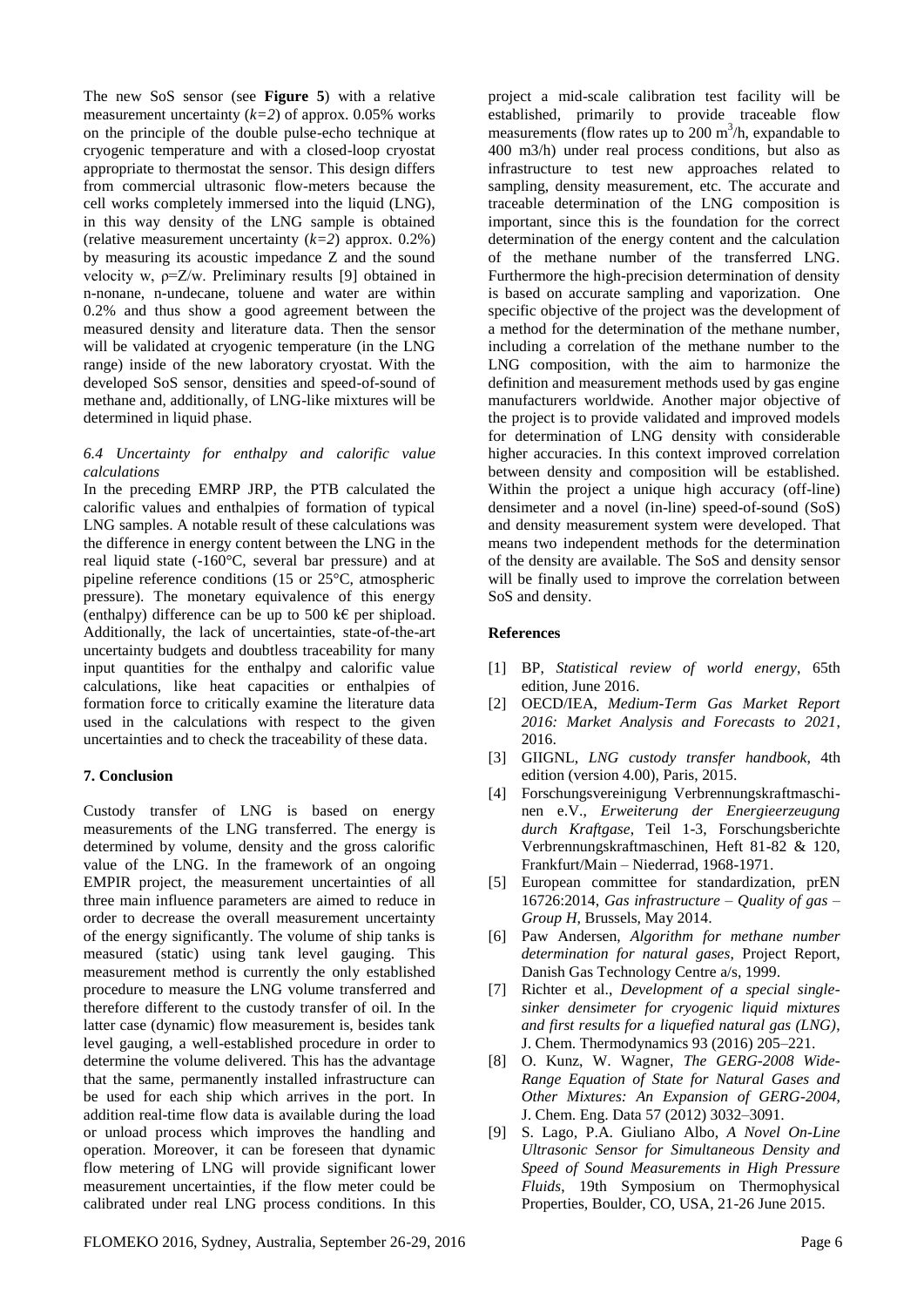The new SoS sensor (see **Figure 5**) with a relative measurement uncertainty ($k=2$) of approx. 0.05% works on the principle of the double pulse-echo technique at cryogenic temperature and with a closed-loop cryostat appropriate to thermostat the sensor. This design differs from commercial ultrasonic flow-meters because the cell works completely immersed into the liquid (LNG), in this way density of the LNG sample is obtained (relative measurement uncertainty ($k=2$) approx. 0.2%) by measuring its acoustic impedance Z and the sound velocity w, $\rho=Z/w$. Preliminary results [9] obtained in n-nonane, n-undecane, toluene and water are within 0.2% and thus show a good agreement between the measured density and literature data. Then the sensor will be validated at cryogenic temperature (in the LNG range) inside of the new laboratory cryostat. With the developed SoS sensor, densities and speed-of-sound of methane and, additionally, of LNG-like mixtures will be determined in liquid phase.

### *6.4 Uncertainty for enthalpy and calorific value calculations*

In the preceding EMRP JRP, the PTB calculated the calorific values and enthalpies of formation of typical LNG samples. A notable result of these calculations was the difference in energy content between the LNG in the real liquid state (-160°C, several bar pressure) and at pipeline reference conditions (15 or 25°C, atmospheric pressure). The monetary equivalence of this energy (enthalpy) difference can be up to 500 k€ per shipload. Additionally, the lack of uncertainties, state-of-the-art uncertainty budgets and doubtless traceability for many input quantities for the enthalpy and calorific value calculations, like heat capacities or enthalpies of formation force to critically examine the literature data used in the calculations with respect to the given uncertainties and to check the traceability of these data.

## **7. Conclusion**

Custody transfer of LNG is based on energy measurements of the LNG transferred. The energy is determined by volume, density and the gross calorific value of the LNG. In the framework of an ongoing EMPIR project, the measurement uncertainties of all three main influence parameters are aimed to reduce in order to decrease the overall measurement uncertainty of the energy significantly. The volume of ship tanks is measured (static) using tank level gauging. This measurement method is currently the only established procedure to measure the LNG volume transferred and therefore different to the custody transfer of oil. In the latter case (dynamic) flow measurement is, besides tank level gauging, a well-established procedure in order to determine the volume delivered. This has the advantage that the same, permanently installed infrastructure can be used for each ship which arrives in the port. In addition real-time flow data is available during the load or unload process which improves the handling and operation. Moreover, it can be foreseen that dynamic flow metering of LNG will provide significant lower measurement uncertainties, if the flow meter could be calibrated under real LNG process conditions. In this project a mid-scale calibration test facility will be established, primarily to provide traceable flow measurements (flow rates up to 200 $m^3$/h, expandable to 400 m3/h) under real process conditions, but also as infrastructure to test new approaches related to sampling, density measurement, etc. The accurate and traceable determination of the LNG composition is important, since this is the foundation for the correct determination of the energy content and the calculation of the methane number of the transferred LNG. Furthermore the high-precision determination of density is based on accurate sampling and vaporization. One specific objective of the project was the development of a method for the determination of the methane number, including a correlation of the methane number to the LNG composition, with the aim to harmonize the definition and measurement methods used by gas engine manufacturers worldwide. Another major objective of the project is to provide validated and improved models for determination of LNG density with considerable higher accuracies. In this context improved correlation between density and composition will be established. Within the project a unique high accuracy (off-line) densimeter and a novel (in-line) speed-of-sound (SoS) and density measurement system were developed. That means two independent methods for the determination of the density are available. The SoS and density sensor will be finally used to improve the correlation between SoS and density.

## **References**

[1] BP, *Statistical review of world energy*, 65th edition, June 2016.

[2] OECD/IEA, *Medium-Term Gas Market Report 2016: Market Analysis and Forecasts to 2021*, 2016.

[3] GIIGNL, *LNG custody transfer handbook*, 4th edition (version 4.00), Paris, 2015.

[4] Forschungsvereinigung Verbrennungskraftmaschinen e.V., *Erweiterung der Energieerzeugung durch Kraftgase*, Teil 1-3, Forschungsberichte Verbrennungskraftmaschinen, Heft 81-82 & 120, Frankfurt/Main – Niederrad, 1968-1971.

[5] European committee for standardization, prEN 16726:2014, *Gas infrastructure – Quality of gas – Group H*, Brussels, May 2014.

[6] Paw Andersen, *Algorithm for methane number determination for natural gases*, Project Report, Danish Gas Technology Centre a/s, 1999.

[7] Richter et al., *Development of a special single-sinker densimeter for cryogenic liquid mixtures and first results for a liquefied natural gas (LNG)*, J. Chem. Thermodynamics 93 (2016) 205–221.

[8] O. Kunz, W. Wagner, *The GERG-2008 Wide-Range Equation of State for Natural Gases and Other Mixtures: An Expansion of GERG-2004*, J. Chem. Eng. Data 57 (2012) 3032–3091.

[9] S. Lago, P.A. Giuliano Albo, *A Novel On-Line Ultrasonic Sensor for Simultaneous Density and Speed of Sound Measurements in High Pressure Fluids*, 19th Symposium on Thermophysical Properties, Boulder, CO, USA, 21-26 June 2015.